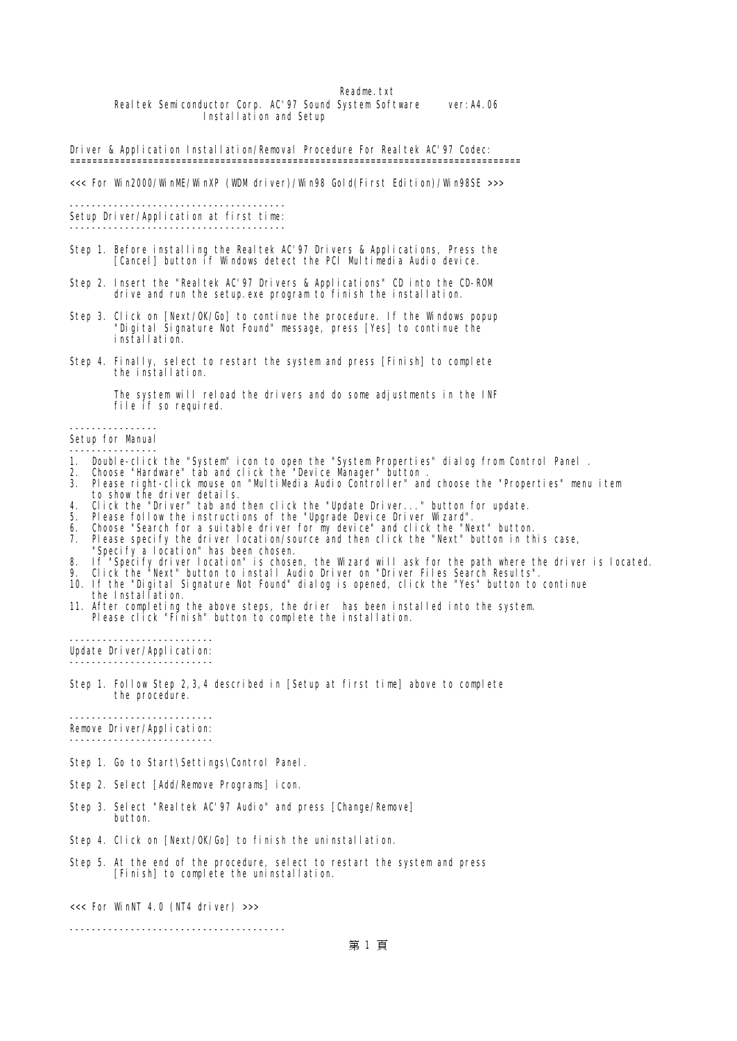Readme.txt

Realtek Semiconductor Corp. AC'97 Sound System Software ver:A4.06

Installation and Setup

Driver & Application Installation/Removal Procedure For Realtek AC'97 Codec:
==================================================================================

<<< For Win2000/WinME/WinXP (WDM driver)/Win98 Gold(First Edition)/Win98SE >>>

-----------------------------------------
Setup Driver/Application at first time:
-----------------------------------------

Step 1. Before installing the Realtek AC'97 Drivers & Applications, Press the [Cancel] button if Windows detect the PCI Multimedia Audio device.

Step 2. Insert the "Realtek AC'97 Drivers & Applications" CD into the CD-ROM drive and run the setup.exe program to finish the installation.

Step 3. Click on [Next/OK/Go] to continue the procedure. If the Windows popup "Digital Signature Not Found" message, press [Yes] to continue the installation.

Step 4. Finally, select to restart the system and press [Finish] to complete the installation.

The system will reload the drivers and do some adjustments in the INF file if so required.

---------------
Setup for Manual
---------------

1. Double-click the "System" icon to open the "System Properties" dialog from Control Panel .
2. Choose "Hardware" tab and click the "Device Manager" button .
3. Please right-click mouse on "MultiMedia Audio Controller" and choose the "Properties" menu item to show the driver details.
4. Click the "Driver" tab and then click the "Update Driver..." button for update.
5. Please follow the instructions of the "Upgrade Device Driver Wizard".
6. Choose "Search for a suitable driver for my device" and click the "Next" button.
7. Please specify the driver location/source and then click the "Next" button in this case, "Specify a location" has been chosen.
8. If "Specify driver location" is chosen, the Wizard will ask for the path where the driver is located.
9. Click the "Next" button to install Audio Driver on "Driver Files Search Results".
10. If the "Digital Signature Not Found" dialog is opened, click the "Yes" button to continue the Installation.
11. After completing the above steps, the drier has been installed into the system. Please click "Finish" button to complete the installation.

---------------------------
Update Driver/Application:
---------------------------

Step 1. Follow Step 2,3,4 described in [Setup at first time] above to complete the procedure.

---------------------------
Remove Driver/Application:
---------------------------

Step 1. Go to Start\Settings\Control Panel.

Step 2. Select [Add/Remove Programs] icon.

Step 3. Select "Realtek AC'97 Audio" and press [Change/Remove] button.

Step 4. Click on [Next/OK/Go] to finish the uninstallation.

Step 5. At the end of the procedure, select to restart the system and press [Finish] to complete the uninstallation.

<<< For WinNT 4.0 (NT4 driver) >>>

-----------------------------------------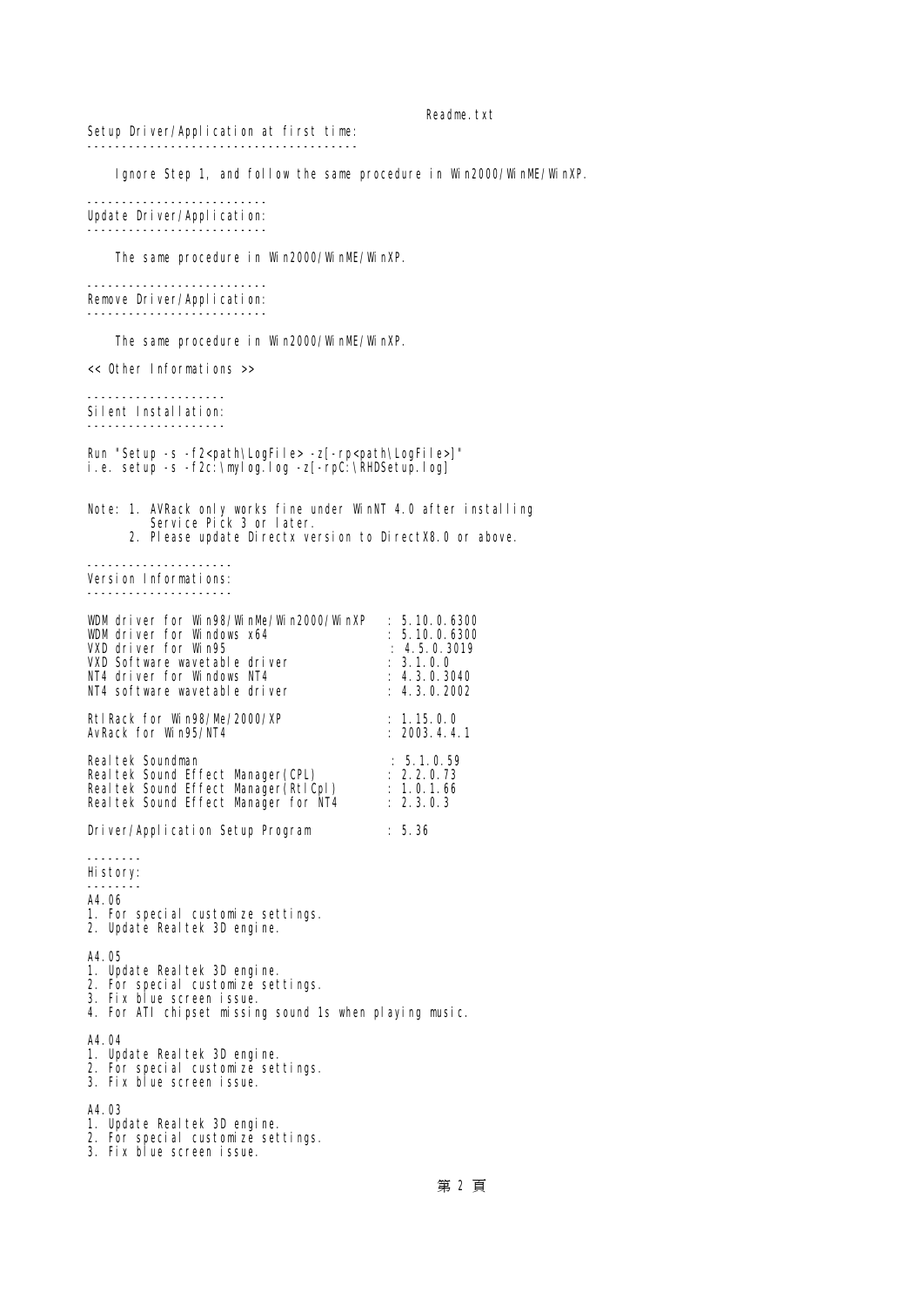## Setup Driver/Application at first time:

Ignore Step 1, and follow the same procedure in Win2000/WinME/WinXP.

## Update Driver/Application:

The same procedure in Win2000/WinME/WinXP.

## Remove Driver/Application:

The same procedure in Win2000/WinME/WinXP.

<< Other Informations >>

## Silent Installation:

Run "Setup -s -f2<path\LogFile> -z[-rp<path\LogFile>]"
i.e. setup -s -f2c:\mylog.log -z[-rpC:\RHDSetup.log]

Note: 1. AVRack only works fine under WinNT 4.0 after installing Service Pick 3 or later.
2. Please update Directx version to DirectX8.0 or above.

## Version Informations:

```
WDM driver for Win98/WinMe/Win2000/WinXP   : 5.10.0.6300
WDM driver for Windows x64                 : 5.10.0.6300
VXD driver for Win95                       : 4.5.0.3019
VXD Software wavetable driver              : 3.1.0.0
NT4 driver for Windows NT4                 : 4.3.0.3040
NT4 software wavetable driver              : 4.3.0.2002

RtlRack for Win98/Me/2000/XP               : 1.15.0.0
AvRack for Win95/NT4                       : 2003.4.4.1

Realtek Soundman                           : 5.1.0.59
Realtek Sound Effect Manager(CPL)          : 2.2.0.73
Realtek Sound Effect Manager(RtlCpl)       : 1.0.1.66
Realtek Sound Effect Manager for NT4       : 2.3.0.3

Driver/Application Setup Program           : 5.36
```

## History:

A4.06
1. For special customize settings.
2. Update Realtek 3D engine.

A4.05
1. Update Realtek 3D engine.
2. For special customize settings.
3. Fix blue screen issue.
4. For ATI chipset missing sound 1s when playing music.

A4.04
1. Update Realtek 3D engine.
2. For special customize settings.
3. Fix blue screen issue.

A4.03
1. Update Realtek 3D engine.
2. For special customize settings.
3. Fix blue screen issue.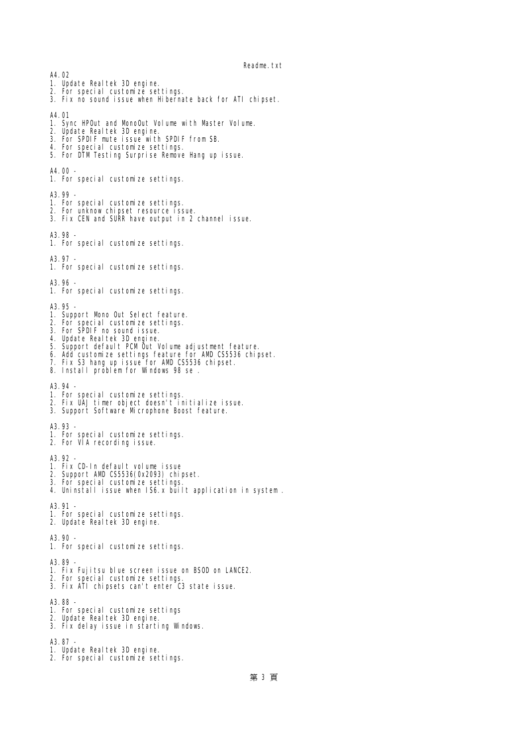A4.02
1. Update Realtek 3D engine.
2. For special customize settings.
3. Fix no sound issue when Hibernate back for ATI chipset.

A4.01
1. Sync HPOut and MonoOut Volume with Master Volume.
2. Update Realtek 3D engine.
3. For SPDIF mute issue with SPDIF from SB.
4. For special customize settings.
5. For DTM Testing Surprise Remove Hang up issue.

A4.00 -
1. For special customize settings.

A3.99 -
1. For special customize settings.
2. For unknow chipset resource issue.
3. Fix CEN and SURR have output in 2 channel issue.

A3.98 -
1. For special customize settings.

A3.97 -
1. For special customize settings.

A3.96 -
1. For special customize settings.

A3.95 -
1. Support Mono Out Select feature.
2. For special customize settings.
3. For SPDIF no sound issue.
4. Update Realtek 3D engine.
5. Support default PCM Out Volume adjustment feature.
6. Add customize settings feature for AMD CS5536 chipset.
7. Fix S3 hang up issue for AMD CS5536 chipset.
8. Install problem for Windows 98 se .

A3.94 -
1. For special customize settings.
2. Fix UAJ timer object doesn't initialize issue.
3. Support Software Microphone Boost feature.

A3.93 -
1. For special customize settings.
2. For VIA recording issue.

A3.92 -
1. Fix CD-In default volume issue
2. Support AMD CS5536(0x2093) chipset.
3. For special customize settings.
4. Uninstall issue when IS6.x built application in system .

A3.91 -
1. For special customize settings.
2. Update Realtek 3D engine.

A3.90 -
1. For special customize settings.

A3.89 -
1. Fix Fujitsu blue screen issue on BSOD on LANCE2.
2. For special customize settings.
3. Fix ATI chipsets can't enter C3 state issue.

A3.88 -
1. For special customize settings
2. Update Realtek 3D engine.
3. Fix delay issue in starting Windows.

A3.87 -
1. Update Realtek 3D engine.
2. For special customize settings.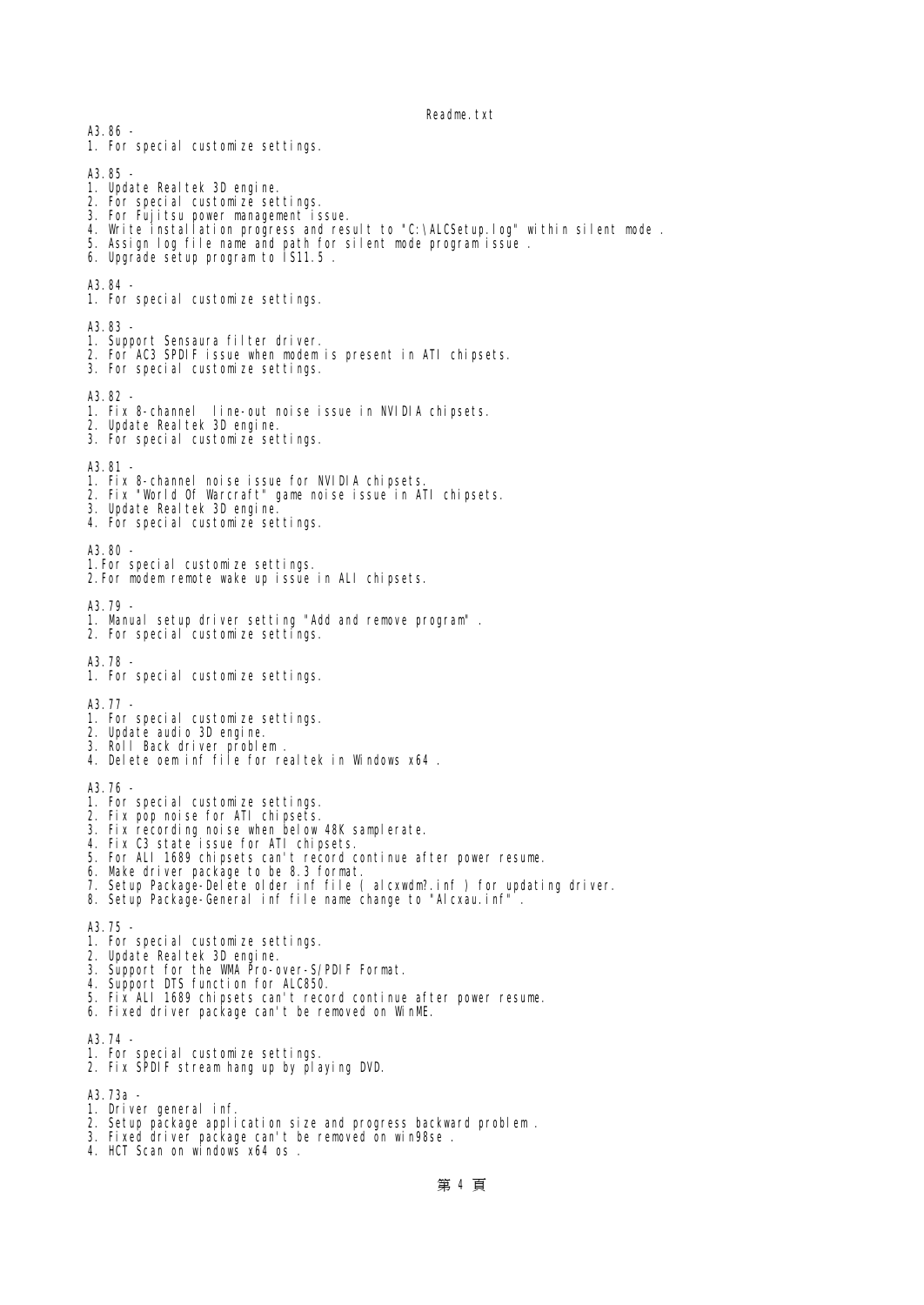A3.86 -
1. For special customize settings.

A3.85 -
1. Update Realtek 3D engine.
2. For special customize settings.
3. For Fujitsu power management issue.
4. Write installation progress and result to "C:\ALCSetup.log" within silent mode .
5. Assign log file name and path for silent mode program issue .
6. Upgrade setup program to IS11.5 .

A3.84 -
1. For special customize settings.

A3.83 -
1. Support Sensaura filter driver.
2. For AC3 SPDIF issue when modem is present in ATI chipsets.
3. For special customize settings.

A3.82 -
1. Fix 8-channel  line-out noise issue in NVIDIA chipsets.
2. Update Realtek 3D engine.
3. For special customize settings.

A3.81 -
1. Fix 8-channel noise issue for NVIDIA chipsets.
2. Fix "World Of Warcraft" game noise issue in ATI chipsets.
3. Update Realtek 3D engine.
4. For special customize settings.

A3.80 -
1.For special customize settings.
2.For modem remote wake up issue in ALI chipsets.

A3.79 -
1. Manual setup driver setting "Add and remove program" .
2. For special customize settings.

A3.78 -
1. For special customize settings.

A3.77 -
1. For special customize settings.
2. Update audio 3D engine.
3. Roll Back driver problem .
4. Delete oem inf file for realtek in Windows x64 .

A3.76 -
1. For special customize settings.
2. Fix pop noise for ATI chipsets.
3. Fix recording noise when below 48K samplerate.
4. Fix C3 state issue for ATI chipsets.
5. For ALI 1689 chipsets can't record continue after power resume.
6. Make driver package to be 8.3 format.
7. Setup Package-Delete older inf file ( alcxwdm?.inf ) for updating driver.
8. Setup Package-General inf file name change to "Alcxau.inf" .

A3.75 -
1. For special customize settings.
2. Update Realtek 3D engine.
3. Support for the WMA Pro-over-S/PDIF Format.
4. Support DTS function for ALC850.
5. Fix ALI 1689 chipsets can't record continue after power resume.
6. Fixed driver package can't be removed on WinME.

A3.74 -
1. For special customize settings.
2. Fix SPDIF stream hang up by playing DVD.

A3.73a -
1. Driver general inf.
2. Setup package application size and progress backward problem .
3. Fixed driver package can't be removed on win98se .
4. HCT Scan on windows x64 os .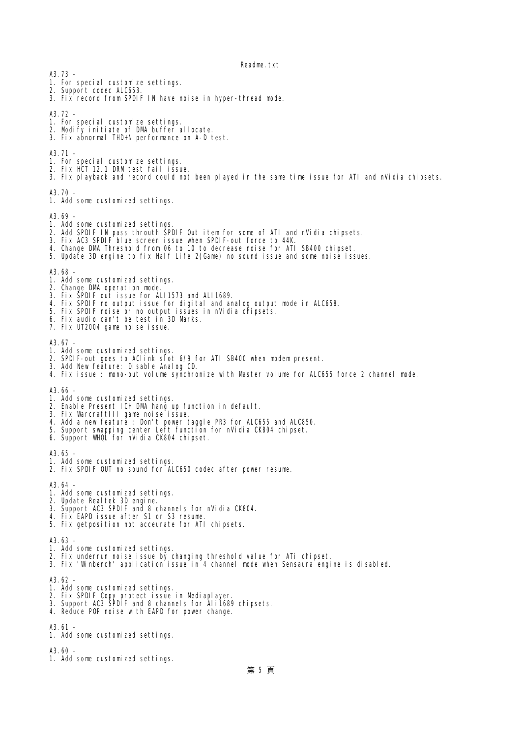A3.73 -
1. For special customize settings.
2. Support codec ALC653.
3. Fix record from SPDIF IN have noise in hyper-thread mode.

A3.72 -
1. For special customize settings.
2. Modify initiate of DMA buffer allocate.
3. Fix abnormal THD+N performance on A-D test.

A3.71 -
1. For special customize settings.
2. Fix HCT 12.1 DRM test fail issue.
3. Fix playback and record could not been played in the same time issue for ATI and nVidia chipsets.

A3.70 -
1. Add some customized settings.

A3.69 -
1. Add some customized settings.
2. Add SPDIF IN pass throuth SPDIF Out item for some of ATI and nVidia chipsets.
3. Fix AC3 SPDIF blue screen issue when SPDIF-out force to 44K.
4. Change DMA Threshold from 06 to 10 to decrease noise for ATI SB400 chipset.
5. Update 3D engine to fix Half Life 2(Game) no sound issue and some noise issues.

A3.68 -
1. Add some customized settings.
2. Change DMA operation mode.
3. Fix SPDIF out issue for ALI1573 and ALI1689.
4. Fix SPDIF no output issue for digital and analog output mode in ALC658.
5. Fix SPDIF noise or no output issues in nVidia chipsets.
6. Fix audio can't be test in 3D Marks.
7. Fix UT2004 game noise issue.

A3.67 -
1. Add some customized settings.
2. SPDIF-out goes to AClink slot 6/9 for ATI SB400 when modem present.
3. Add New feature: Disable Analog CD.
4. Fix issue : mono-out volume synchronize with Master volume for ALC655 force 2 channel mode.

A3.66 -
1. Add some customized settings.
2. Enable Present ICH DMA hang up function in default.
3. Fix WarcraftIII game noise issue.
4. Add a new feature : Don't power taggle PR3 for ALC655 and ALC850.
5. Support swapping center Left function for nVidia CK804 chipset.
6. Support WHQL for nVidia CK804 chipset.

A3.65 -
1. Add some customized settings.
2. Fix SPDIF OUT no sound for ALC650 codec after power resume.

A3.64 -
1. Add some customized settings.
2. Update Realtek 3D engine.
3. Support AC3 SPDIF and 8 channels for nVidia CK804.
4. Fix EAPD issue after S1 or S3 resume.
5. Fix getposition not acceurate for ATI chipsets.

A3.63 -
1. Add some customized settings.
2. Fix underrun noise issue by changing threshold value for ATi chipset.
3. Fix 'Winbench' application issue in 4 channel mode when Sensaura engine is disabled.

A3.62 -
1. Add some customized settings.
2. Fix SPDIF Copy protect issue in Mediaplayer.
3. Support AC3 SPDIF and 8 channels for Ali1689 chipsets.
4. Reduce POP noise with EAPD for power change.

A3.61 -
1. Add some customized settings.

A3.60 -
1. Add some customized settings.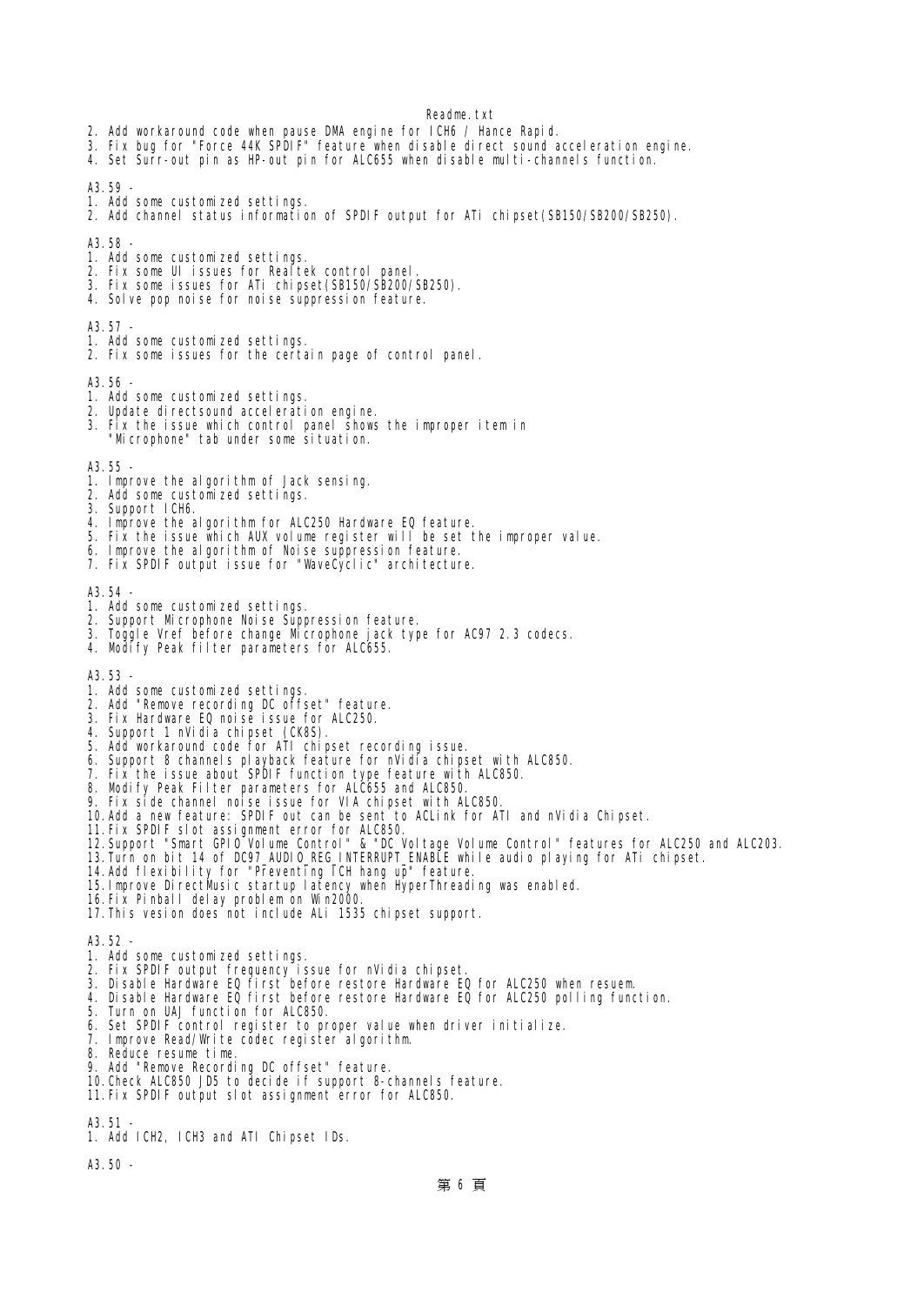2. Add workaround code when pause DMA engine for ICH6 / Hance Rapid.
3. Fix bug for "Force 44K SPDIF" feature when disable direct sound acceleration engine.
4. Set Surr-out pin as HP-out pin for ALC655 when disable multi-channels function.

A3.59 -
1. Add some customized settings.
2. Add channel status information of SPDIF output for ATi chipset(SB150/SB200/SB250).

A3.58 -
1. Add some customized settings.
2. Fix some UI issues for Realtek control panel.
3. Fix some issues for ATi chipset(SB150/SB200/SB250).
4. Solve pop noise for noise suppression feature.

A3.57 -
1. Add some customized settings.
2. Fix some issues for the certain page of control panel.

A3.56 -
1. Add some customized settings.
2. Update directsound acceleration engine.
3. Fix the issue which control panel shows the improper item in
   "Microphone" tab under some situation.

A3.55 -
1. Improve the algorithm of Jack sensing.
2. Add some customized settings.
3. Support ICH6.
4. Improve the algorithm for ALC250 Hardware EQ feature.
5. Fix the issue which AUX volume register will be set the improper value.
6. Improve the algorithm of Noise suppression feature.
7. Fix SPDIF output issue for "WaveCyclic" architecture.

A3.54 -
1. Add some customized settings.
2. Support Microphone Noise Suppression feature.
3. Toggle Vref before change Microphone jack type for AC97 2.3 codecs.
4. Modify Peak filter parameters for ALC655.

A3.53 -
1. Add some customized settings.
2. Add "Remove recording DC offset" feature.
3. Fix Hardware EQ noise issue for ALC250.
4. Support 1 nVidia chipset (CK8S).
5. Add workaround code for ATI chipset recording issue.
6. Support 8 channels playback feature for nVidia chipset with ALC850.
7. Fix the issue about SPDIF function type feature with ALC850.
8. Modify Peak Filter parameters for ALC655 and ALC850.
9. Fix side channel noise issue for VIA chipset with ALC850.
10. Add a new feature: SPDIF out can be sent to ACLink for ATI and nVidia Chipset.
11. Fix SPDIF slot assignment error for ALC850.
12. Support "Smart GPIO Volume Control" & "DC Voltage Volume Control" features for ALC250 and ALC203.
13. Turn on bit 14 of DC97_AUDIO_REG_INTERRUPT_ENABLE while audio playing for ATi chipset.
14. Add flexibility for "Preventing ICH hang up" feature.
15. Improve DirectMusic startup latency when HyperThreading was enabled.
16. Fix Pinball delay problem on Win2000.
17. This vesion does not include ALi 1535 chipset support.

A3.52 -
1. Add some customized settings.
2. Fix SPDIF output frequency issue for nVidia chipset.
3. Disable Hardware EQ first before restore Hardware EQ for ALC250 when resuem.
4. Disable Hardware EQ first before restore Hardware EQ for ALC250 polling function.
5. Turn on UAJ function for ALC850.
6. Set SPDIF control register to proper value when driver initialize.
7. Improve Read/Write codec register algorithm.
8. Reduce resume time.
9. Add "Remove Recording DC offset" feature.
10. Check ALC850 JD5 to decide if support 8-channels feature.
11. Fix SPDIF output slot assignment error for ALC850.

A3.51 -
1. Add ICH2, ICH3 and ATI Chipset IDs.

A3.50 -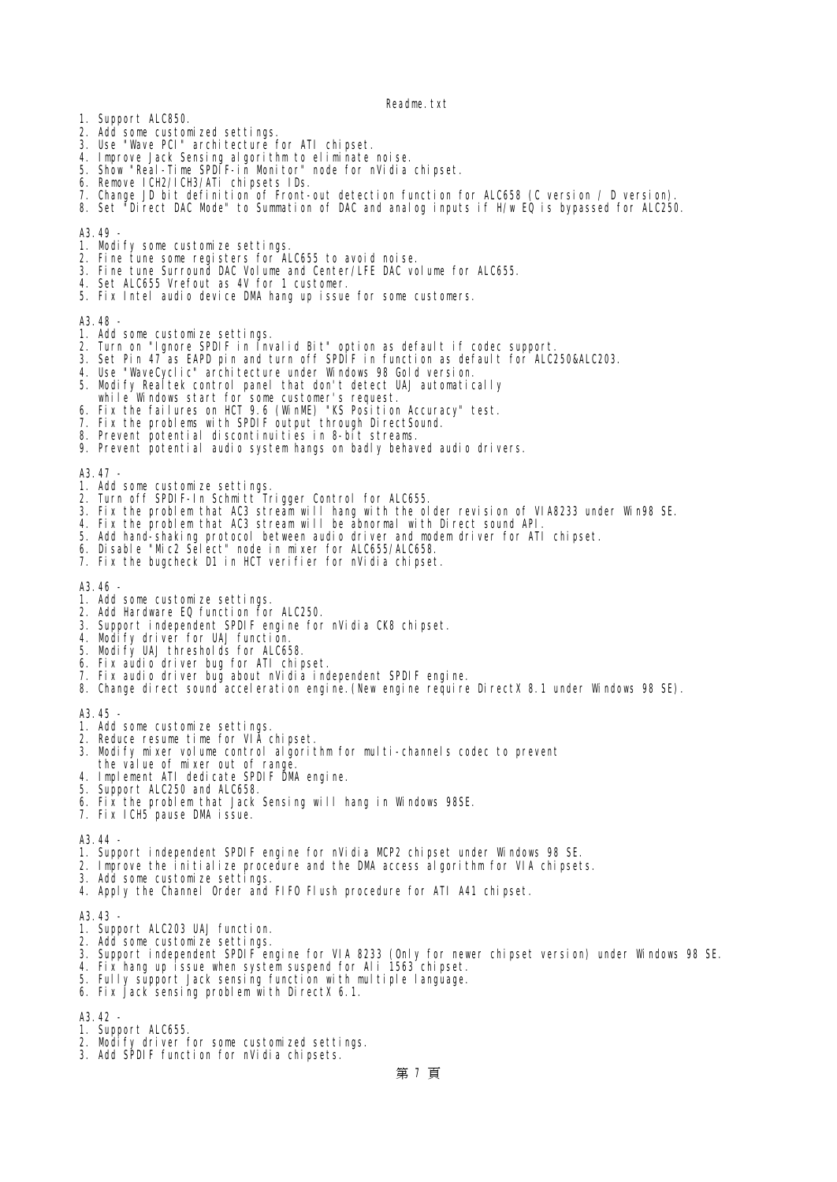1. Support ALC850.
2. Add some customized settings.
3. Use "Wave PCI" architecture for ATI chipset.
4. Improve Jack Sensing algorithm to eliminate noise.
5. Show "Real-Time SPDIF-in Monitor" node for nVidia chipset.
6. Remove ICH2/ICH3/ATi chipsets IDs.
7. Change JD bit definition of Front-out detection function for ALC658 (C version / D version).
8. Set "Direct DAC Mode" to Summation of DAC and analog inputs if H/w EQ is bypassed for ALC250.

A3.49 -
1. Modify some customize settings.
2. Fine tune some registers for ALC655 to avoid noise.
3. Fine tune Surround DAC Volume and Center/LFE DAC volume for ALC655.
4. Set ALC655 Vrefout as 4V for 1 customer.
5. Fix Intel audio device DMA hang up issue for some customers.

A3.48 -
1. Add some customize settings.
2. Turn on "Ignore SPDIF in Invalid Bit" option as default if codec support.
3. Set Pin 47 as EAPD pin and turn off SPDIF in function as default for ALC250&ALC203.
4. Use "WaveCyclic" architecture under Windows 98 Gold version.
5. Modify Realtek control panel that don't detect UAJ automatically
   while Windows start for some customer's request.
6. Fix the failures on HCT 9.6 (WinME) "KS Position Accuracy" test.
7. Fix the problems with SPDIF output through DirectSound.
8. Prevent potential discontinuities in 8-bit streams.
9. Prevent potential audio system hangs on badly behaved audio drivers.

A3.47 -
1. Add some customize settings.
2. Turn off SPDIF-In Schmitt Trigger Control for ALC655.
3. Fix the problem that AC3 stream will hang with the older revision of VIA8233 under Win98 SE.
4. Fix the problem that AC3 stream will be abnormal with Direct sound API.
5. Add hand-shaking protocol between audio driver and modem driver for ATI chipset.
6. Disable "Mic2 Select" node in mixer for ALC655/ALC658.
7. Fix the bugcheck D1 in HCT verifier for nVidia chipset.

A3.46 -
1. Add some customize settings.
2. Add Hardware EQ function for ALC250.
3. Support independent SPDIF engine for nVidia CK8 chipset.
4. Modify driver for UAJ function.
5. Modify UAJ thresholds for ALC658.
6. Fix audio driver bug for ATI chipset.
7. Fix audio driver bug about nVidia independent SPDIF engine.
8. Change direct sound acceleration engine.(New engine require DirectX 8.1 under Windows 98 SE).

A3.45 -
1. Add some customize settings.
2. Reduce resume time for VIA chipset.
3. Modify mixer volume control algorithm for multi-channels codec to prevent
   the value of mixer out of range.
4. Implement ATI dedicate SPDIF DMA engine.
5. Support ALC250 and ALC658.
6. Fix the problem that Jack Sensing will hang in Windows 98SE.
7. Fix ICH5 pause DMA issue.

A3.44 -
1. Support independent SPDIF engine for nVidia MCP2 chipset under Windows 98 SE.
2. Improve the initialize procedure and the DMA access algorithm for VIA chipsets.
3. Add some customize settings.
4. Apply the Channel Order and FIFO Flush procedure for ATI A41 chipset.

A3.43 -
1. Support ALC203 UAJ function.
2. Add some customize settings.
3. Support independent SPDIF engine for VIA 8233 (Only for newer chipset version) under Windows 98 SE.
4. Fix hang up issue when system suspend for Ali 1563 chipset.
5. Fully support Jack sensing function with multiple language.
6. Fix Jack sensing problem with DirectX 6.1.

A3.42 -
1. Support ALC655.
2. Modify driver for some customized settings.
3. Add SPDIF function for nVidia chipsets.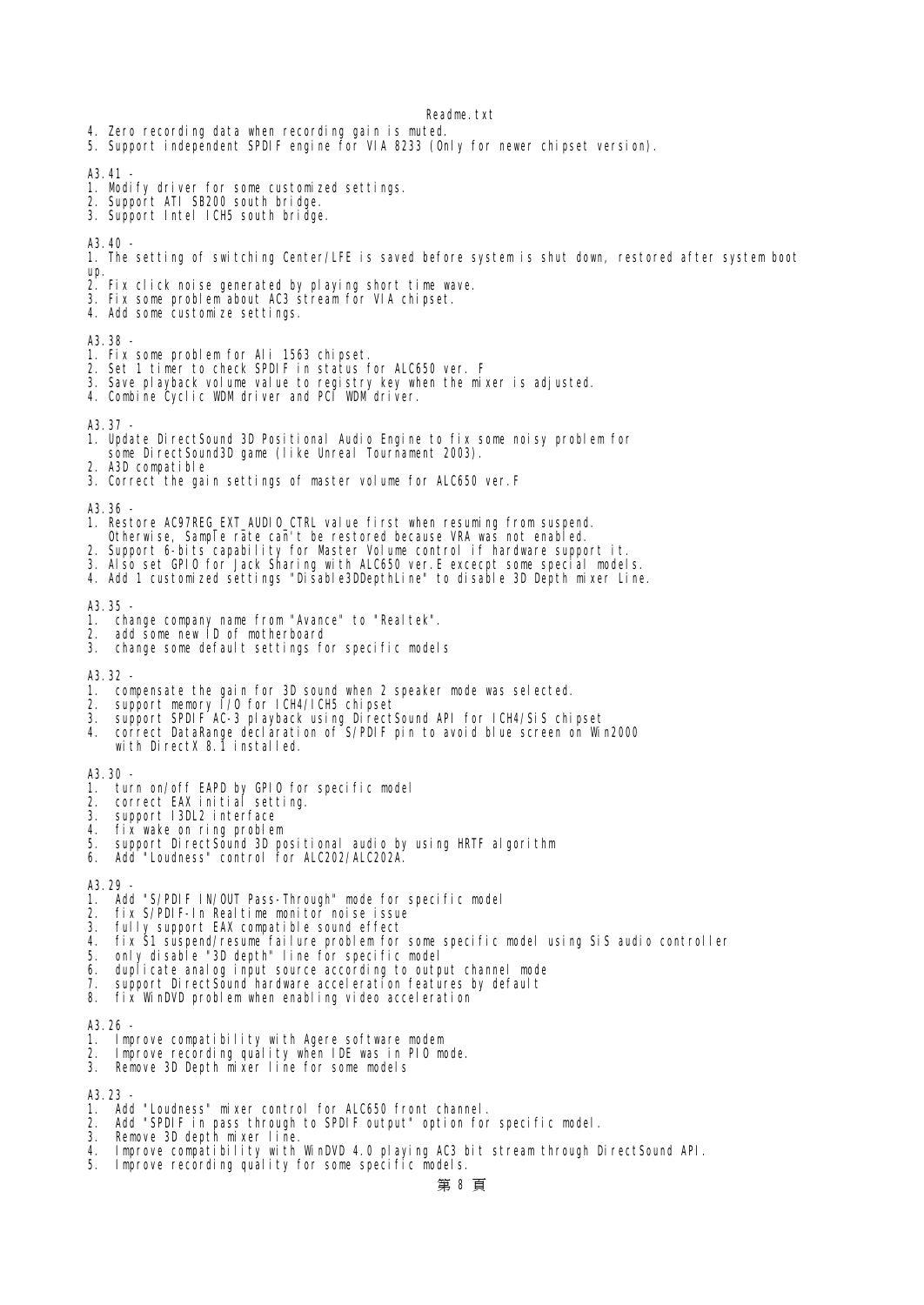4. Zero recording data when recording gain is muted.
5. Support independent SPDIF engine for VIA 8233 (Only for newer chipset version).

A3.41 -
1. Modify driver for some customized settings.
2. Support ATI SB200 south bridge.
3. Support Intel ICH5 south bridge.

A3.40 -
1. The setting of switching Center/LFE is saved before system is shut down, restored after system boot up.
2. Fix click noise generated by playing short time wave.
3. Fix some problem about AC3 stream for VIA chipset.
4. Add some customize settings.

A3.38 -
1. Fix some problem for Ali 1563 chipset.
2. Set 1 timer to check SPDIF in status for ALC650 ver. F
3. Save playback volume value to registry key when the mixer is adjusted.
4. Combine Cyclic WDM driver and PCI WDM driver.

A3.37 -
1. Update DirectSound 3D Positional Audio Engine to fix some noisy problem for
   some DirectSound3D game (like Unreal Tournament 2003).
2. A3D compatible
3. Correct the gain settings of master volume for ALC650 ver.F

A3.36 -
1. Restore AC97REG_EXT_AUDIO_CTRL value first when resuming from suspend.
   Otherwise, Sample rate can't be restored because VRA was not enabled.
2. Support 6-bits capability for Master Volume control if hardware support it.
3. Also set GPIO for Jack Sharing with ALC650 ver.E excecpt some special models.
4. Add 1 customized settings "Disable3DDepthLine" to disable 3D Depth mixer Line.

A3.35 -
1. change company name from "Avance" to "Realtek".
2. add some new ID of motherboard
3. change some default settings for specific models

A3.32 -
1. compensate the gain for 3D sound when 2 speaker mode was selected.
2. support memory I/O for ICH4/ICH5 chipset
3. support SPDIF AC-3 playback using DirectSound API for ICH4/SiS chipset
4. correct DataRange declaration of S/PDIF pin to avoid blue screen on Win2000
   with DirectX 8.1 installed.

A3.30 -
1. turn on/off EAPD by GPIO for specific model
2. correct EAX initial setting.
3. support I3DL2 interface
4. fix wake on ring problem
5. support DirectSound 3D positional audio by using HRTF algorithm
6. Add "Loudness" control for ALC202/ALC202A.

A3.29 -
1. Add "S/PDIF IN/OUT Pass-Through" mode for specific model
2. fix S/PDIF-In Realtime monitor noise issue
3. fully support EAX compatible sound effect
4. fix S1 suspend/resume failure problem for some specific model using SiS audio controller
5. only disable "3D depth" line for specific model
6. duplicate analog input source according to output channel mode
7. support DirectSound hardware acceleration features by default
8. fix WinDVD problem when enabling video acceleration

A3.26 -
1. Improve compatibility with Agere software modem
2. Improve recording quality when IDE was in PIO mode.
3. Remove 3D Depth mixer line for some models

A3.23 -
1. Add "Loudness" mixer control for ALC650 front channel.
2. Add "SPDIF in pass through to SPDIF output" option for specific model.
3. Remove 3D depth mixer line.
4. Improve compatibility with WinDVD 4.0 playing AC3 bit stream through DirectSound API.
5. Improve recording quality for some specific models.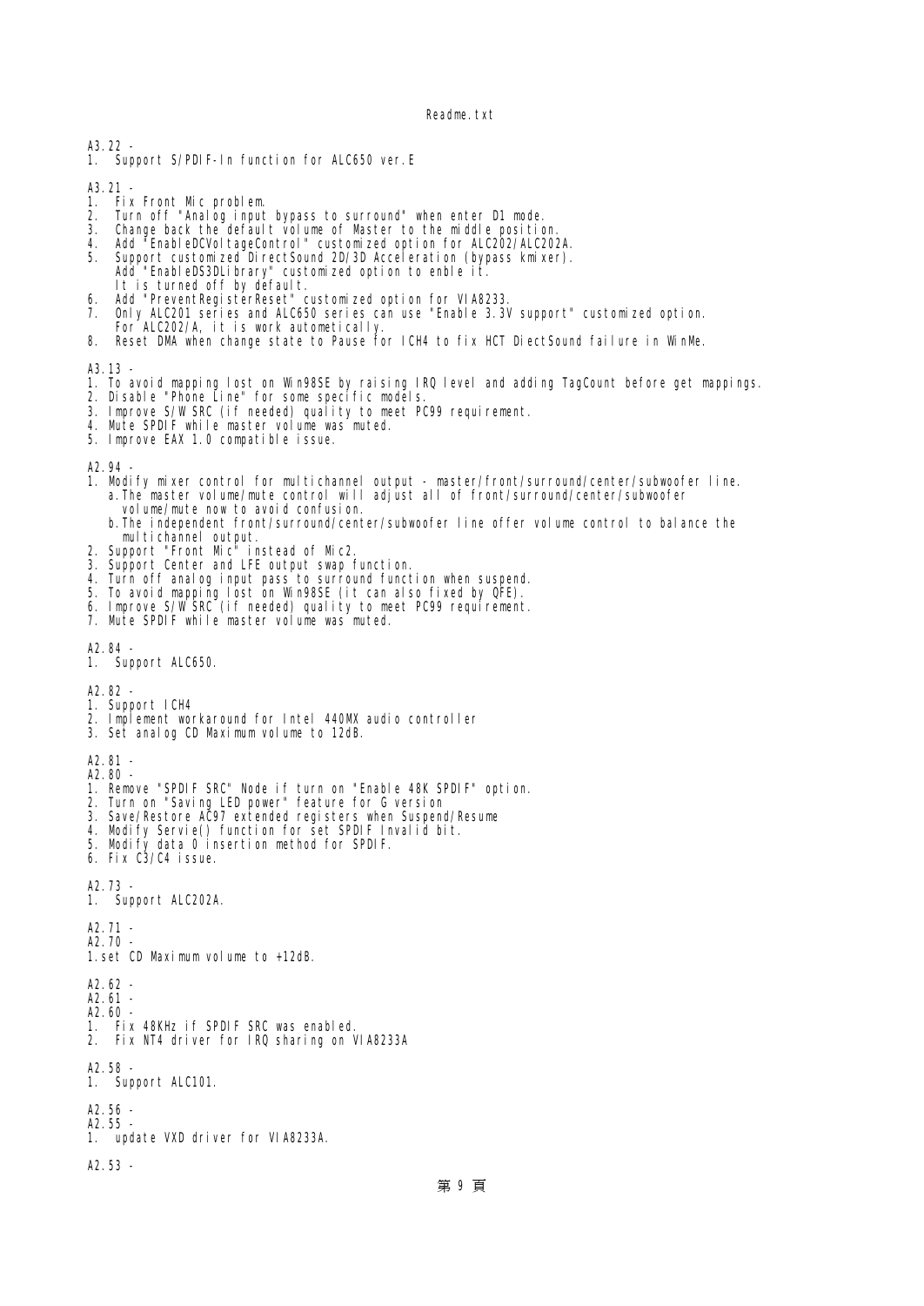A3.22 -
1.  Support S/PDIF-In function for ALC650 ver.E

A3.21 -
1.  Fix Front Mic problem.
2.  Turn off "Analog input bypass to surround" when enter D1 mode.
3.  Change back the default volume of Master to the middle position.
4.  Add "EnableDCVoltageControl" customized option for ALC202/ALC202A.
5.  Support customized DirectSound 2D/3D Acceleration (bypass kmixer).
    Add "EnableDS3DLibrary" customized option to enble it.
    It is turned off by default.
6.  Add "PreventRegisterReset" customized option for VIA8233.
7.  Only ALC201 series and ALC650 series can use "Enable 3.3V support" customized option.
    For ALC202/A, it is work autometically.
8.  Reset DMA when change state to Pause for ICH4 to fix HCT DiectSound failure in WinMe.

A3.13 -
1. To avoid mapping lost on Win98SE by raising IRQ level and adding TagCount before get mappings.
2. Disable "Phone Line" for some specific models.
3. Improve S/W SRC (if needed) quality to meet PC99 requirement.
4. Mute SPDIF while master volume was muted.
5. Improve EAX 1.0 compatible issue.

A2.94 -
1. Modify mixer control for multichannel output - master/front/surround/center/subwoofer line.
   a.The master volume/mute control will adjust all of front/surround/center/subwoofer
     volume/mute now to avoid confusion.
   b.The independent front/surround/center/subwoofer line offer volume control to balance the
     multichannel output.
2. Support "Front Mic" instead of Mic2.
3. Support Center and LFE output swap function.
4. Turn off analog input pass to surround function when suspend.
5. To avoid mapping lost on Win98SE (it can also fixed by QFE).
6. Improve S/W SRC (if needed) quality to meet PC99 requirement.
7. Mute SPDIF while master volume was muted.

A2.84 -
1.  Support ALC650.

A2.82 -
1. Support ICH4
2. Implement workaround for Intel 440MX audio controller
3. Set analog CD Maximum volume to 12dB.

A2.81 -
A2.80 -
1. Remove "SPDIF SRC" Node if turn on "Enable 48K SPDIF" option.
2. Turn on "Saving LED power" feature for G version
3. Save/Restore AC97 extended registers when Suspend/Resume
4. Modify Servie() function for set SPDIF Invalid bit.
5. Modify data 0 insertion method for SPDIF.
6. Fix C3/C4 issue.

A2.73 -
1.  Support ALC202A.

A2.71 -
A2.70 -
1.set CD Maximum volume to +12dB.

A2.62 -
A2.61 -
A2.60 -
1.  Fix 48KHz if SPDIF SRC was enabled.
2.  Fix NT4 driver for IRQ sharing on VIA8233A

A2.58 -
1.  Support ALC101.

A2.56 -
A2.55 -
1.  update VXD driver for VIA8233A.

A2.53 -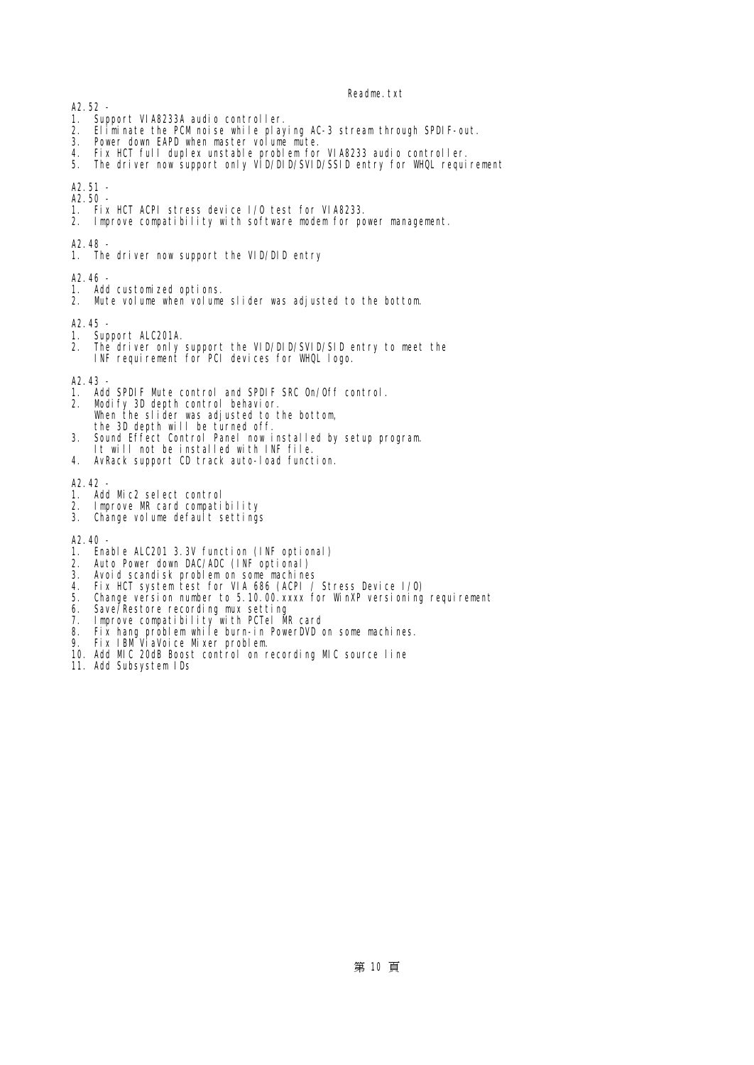A2.52 -
1. Support VIA8233A audio controller.
2. Eliminate the PCM noise while playing AC-3 stream through SPDIF-out.
3. Power down EAPD when master volume mute.
4. Fix HCT full duplex unstable problem for VIA8233 audio controller.
5. The driver now support only VID/DID/SVID/SSID entry for WHQL requirement

A2.51 -
A2.50 -
1. Fix HCT ACPI stress device I/O test for VIA8233.
2. Improve compatibility with software modem for power management.

A2.48 -
1. The driver now support the VID/DID entry

A2.46 -
1. Add customized options.
2. Mute volume when volume slider was adjusted to the bottom.

A2.45 -
1. Support ALC201A.
2. The driver only support the VID/DID/SVID/SID entry to meet the
   INF requirement for PCI devices for WHQL logo.

A2.43 -
1. Add SPDIF Mute control and SPDIF SRC On/Off control.
2. Modify 3D depth control behavior.
   When the slider was adjusted to the bottom,
   the 3D depth will be turned off.
3. Sound Effect Control Panel now installed by setup program.
   It will not be installed with INF file.
4. AvRack support CD track auto-load function.

A2.42 -
1. Add Mic2 select control
2. Improve MR card compatibility
3. Change volume default settings

A2.40 -
1. Enable ALC201 3.3V function (INF optional)
2. Auto Power down DAC/ADC (INF optional)
3. Avoid scandisk problem on some machines
4. Fix HCT system test for VIA 686 (ACPI / Stress Device I/O)
5. Change version number to 5.10.00.xxxx for WinXP versioning requirement
6. Save/Restore recording mux setting
7. Improve compatibility with PCTel MR card
8. Fix hang problem while burn-in PowerDVD on some machines.
9. Fix IBM ViaVoice Mixer problem.
10. Add MIC 20dB Boost control on recording MIC source line
11. Add Subsystem IDs